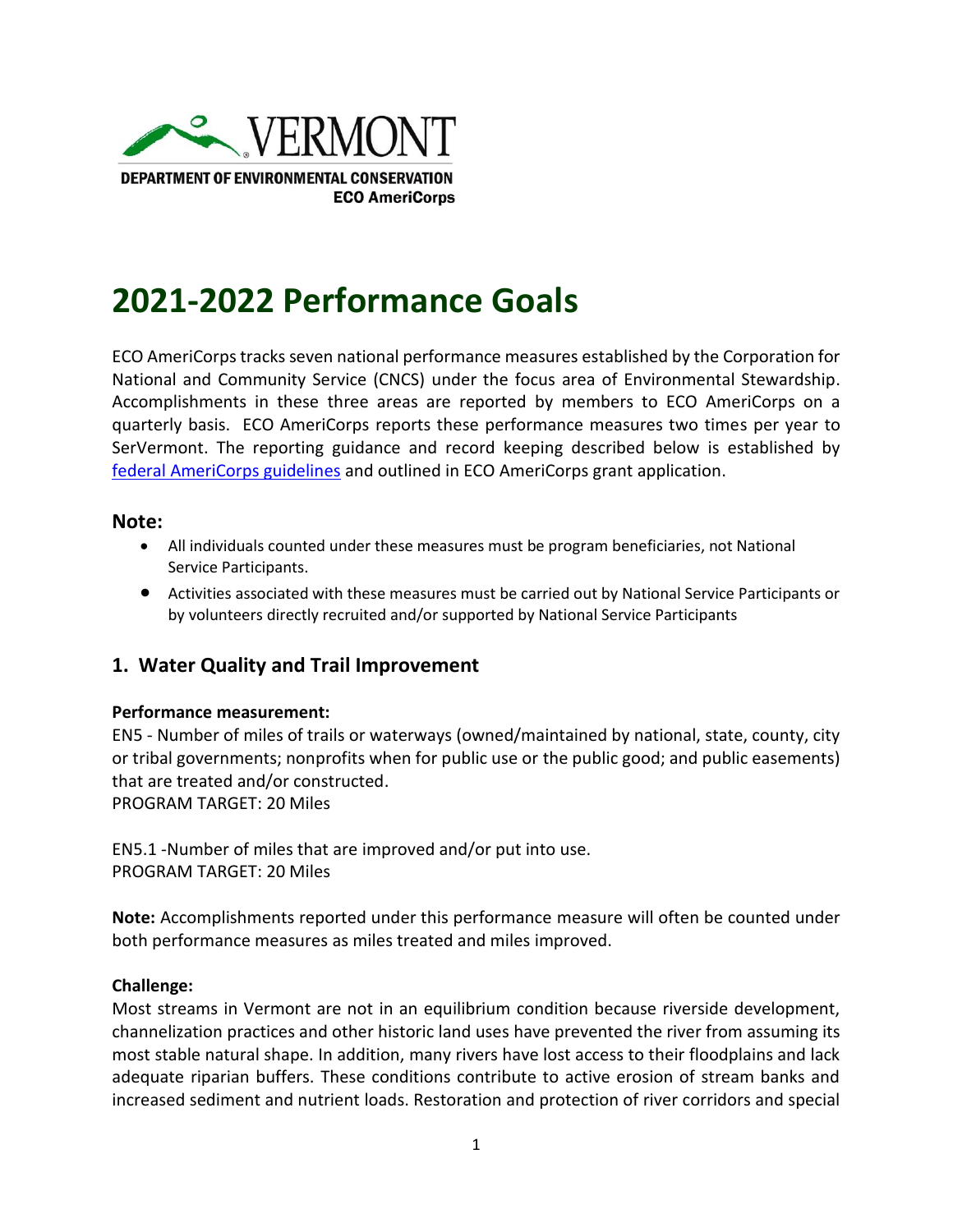VERMONT

DEPARTMENT OF ENVIRONMENTAL CONSERVATION

ECO AmeriCorps

# 2021-2022 Performance Goals

ECO AmeriCorps tracks seven national performance measures established by the Corporation for National and Community Service (CNCS) under the focus area of Environmental Stewardship. Accomplishments in these three areas are reported by members to ECO AmeriCorps on a quarterly basis. ECO AmeriCorps reports these performance measures two times per year to SerVermont. The reporting guidance and record keeping described below is established by federal AmeriCorps guidelines and outlined in ECO AmeriCorps grant application.

### Note:

- All individuals counted under these measures must be program beneficiaries, not National Service Participants.
- Activities associated with these measures must be carried out by National Service Participants or by volunteers directly recruited and/or supported by National Service Participants

## 1. Water Quality and Trail Improvement

**Performance measurement:**
EN5 - Number of miles of trails or waterways (owned/maintained by national, state, county, city or tribal governments; nonprofits when for public use or the public good; and public easements) that are treated and/or constructed.
PROGRAM TARGET: 20 Miles

EN5.1 -Number of miles that are improved and/or put into use.
PROGRAM TARGET: 20 Miles

**Note:** Accomplishments reported under this performance measure will often be counted under both performance measures as miles treated and miles improved.

**Challenge:**
Most streams in Vermont are not in an equilibrium condition because riverside development, channelization practices and other historic land uses have prevented the river from assuming its most stable natural shape. In addition, many rivers have lost access to their floodplains and lack adequate riparian buffers. These conditions contribute to active erosion of stream banks and increased sediment and nutrient loads. Restoration and protection of river corridors and special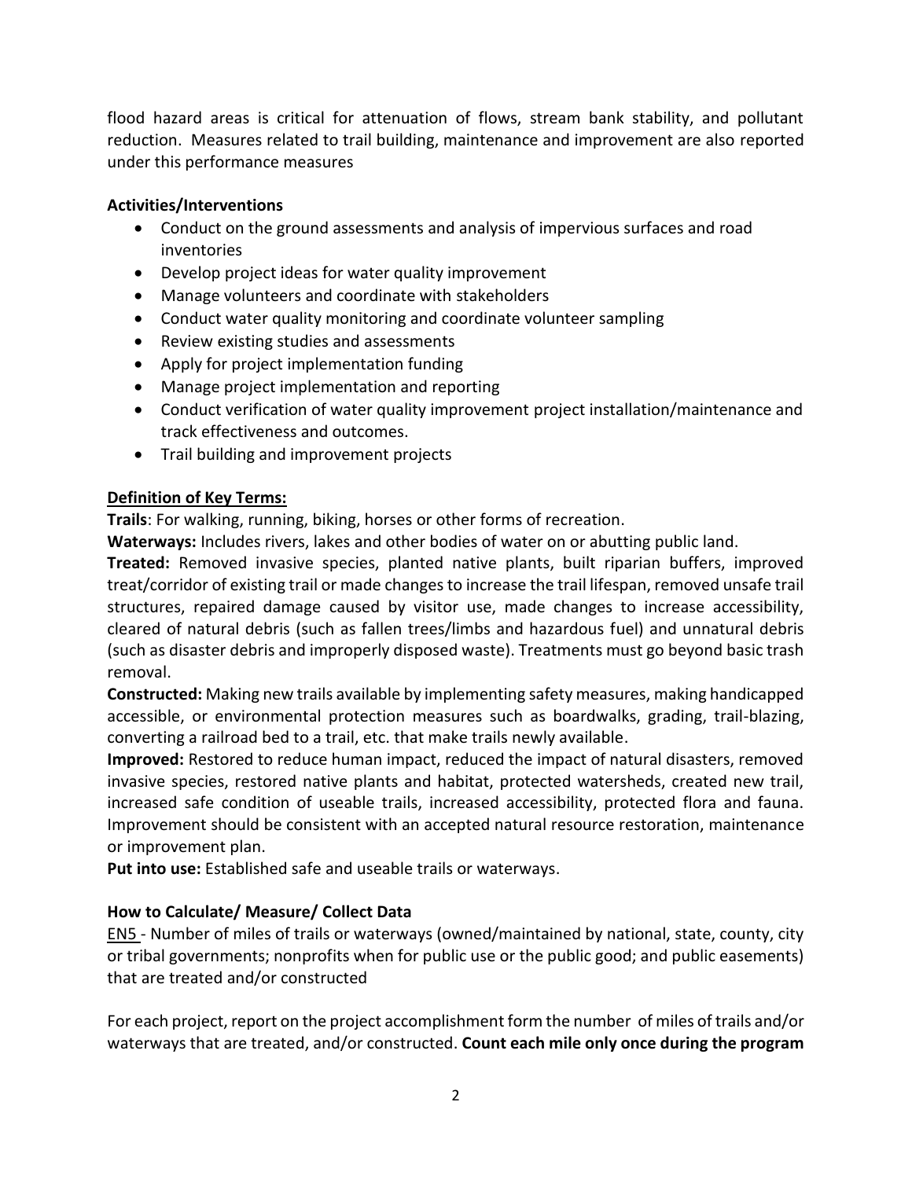flood hazard areas is critical for attenuation of flows, stream bank stability, and pollutant reduction. Measures related to trail building, maintenance and improvement are also reported under this performance measures

**Activities/Interventions**

- Conduct on the ground assessments and analysis of impervious surfaces and road inventories
- Develop project ideas for water quality improvement
- Manage volunteers and coordinate with stakeholders
- Conduct water quality monitoring and coordinate volunteer sampling
- Review existing studies and assessments
- Apply for project implementation funding
- Manage project implementation and reporting
- Conduct verification of water quality improvement project installation/maintenance and track effectiveness and outcomes.
- Trail building and improvement projects

**Definition of Key Terms:**

**Trails**: For walking, running, biking, horses or other forms of recreation.

**Waterways:** Includes rivers, lakes and other bodies of water on or abutting public land.

**Treated:** Removed invasive species, planted native plants, built riparian buffers, improved treat/corridor of existing trail or made changes to increase the trail lifespan, removed unsafe trail structures, repaired damage caused by visitor use, made changes to increase accessibility, cleared of natural debris (such as fallen trees/limbs and hazardous fuel) and unnatural debris (such as disaster debris and improperly disposed waste). Treatments must go beyond basic trash removal.

**Constructed:** Making new trails available by implementing safety measures, making handicapped accessible, or environmental protection measures such as boardwalks, grading, trail-blazing, converting a railroad bed to a trail, etc. that make trails newly available.

**Improved:** Restored to reduce human impact, reduced the impact of natural disasters, removed invasive species, restored native plants and habitat, protected watersheds, created new trail, increased safe condition of useable trails, increased accessibility, protected flora and fauna. Improvement should be consistent with an accepted natural resource restoration, maintenance or improvement plan.

**Put into use:** Established safe and useable trails or waterways.

**How to Calculate/ Measure/ Collect Data**

EN5 - Number of miles of trails or waterways (owned/maintained by national, state, county, city or tribal governments; nonprofits when for public use or the public good; and public easements) that are treated and/or constructed

For each project, report on the project accomplishment form the number of miles of trails and/or waterways that are treated, and/or constructed. **Count each mile only once during the program**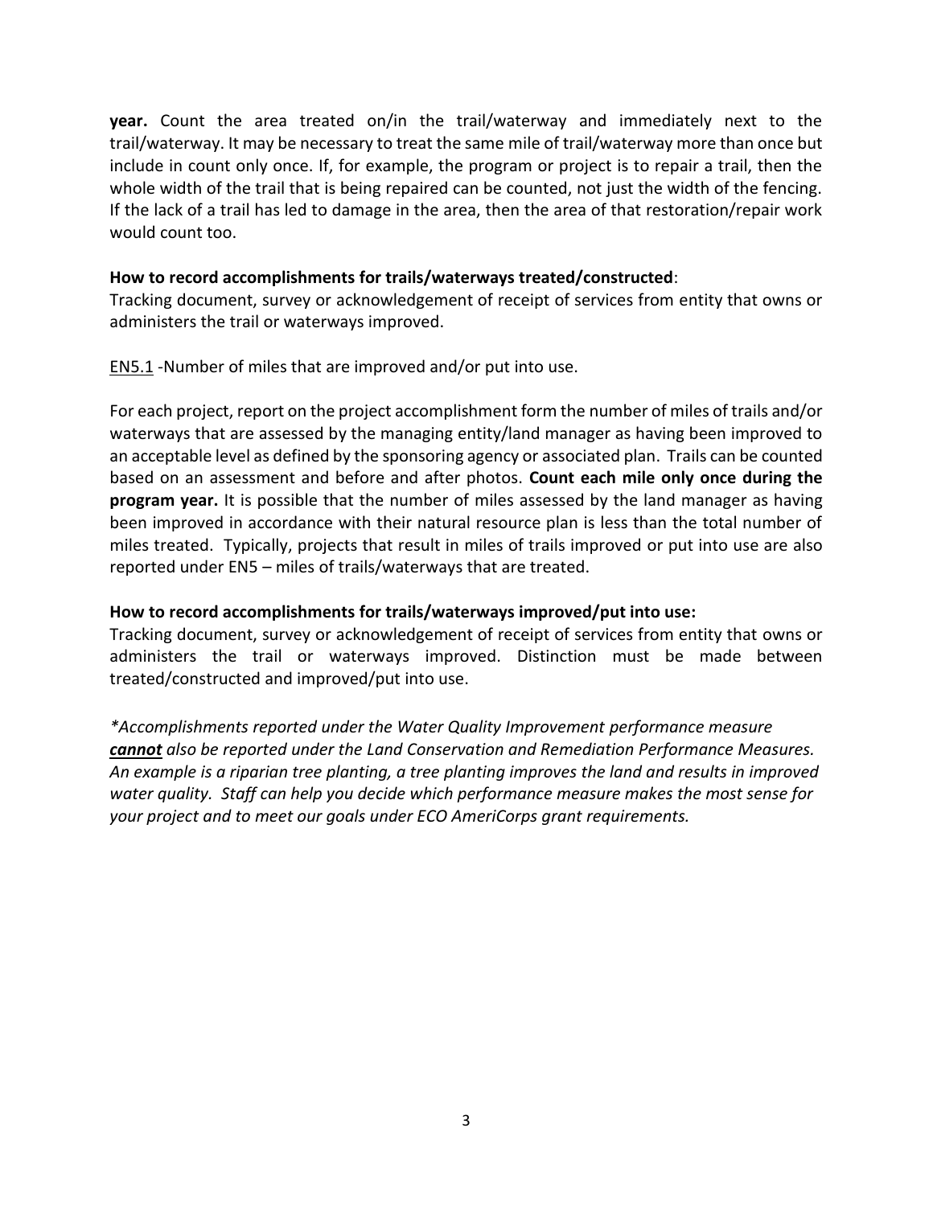**year.** Count the area treated on/in the trail/waterway and immediately next to the trail/waterway. It may be necessary to treat the same mile of trail/waterway more than once but include in count only once. If, for example, the program or project is to repair a trail, then the whole width of the trail that is being repaired can be counted, not just the width of the fencing. If the lack of a trail has led to damage in the area, then the area of that restoration/repair work would count too.

**How to record accomplishments for trails/waterways treated/constructed**:
Tracking document, survey or acknowledgement of receipt of services from entity that owns or administers the trail or waterways improved.

<u>EN5.1</u> -Number of miles that are improved and/or put into use.

For each project, report on the project accomplishment form the number of miles of trails and/or waterways that are assessed by the managing entity/land manager as having been improved to an acceptable level as defined by the sponsoring agency or associated plan. Trails can be counted based on an assessment and before and after photos. **Count each mile only once during the program year.** It is possible that the number of miles assessed by the land manager as having been improved in accordance with their natural resource plan is less than the total number of miles treated. Typically, projects that result in miles of trails improved or put into use are also reported under EN5 – miles of trails/waterways that are treated.

**How to record accomplishments for trails/waterways improved/put into use:**
Tracking document, survey or acknowledgement of receipt of services from entity that owns or administers the trail or waterways improved. Distinction must be made between treated/constructed and improved/put into use.

*\*Accomplishments reported under the Water Quality Improvement performance measure **<u>cannot</u>** also be reported under the Land Conservation and Remediation Performance Measures. An example is a riparian tree planting, a tree planting improves the land and results in improved water quality. Staff can help you decide which performance measure makes the most sense for your project and to meet our goals under ECO AmeriCorps grant requirements.*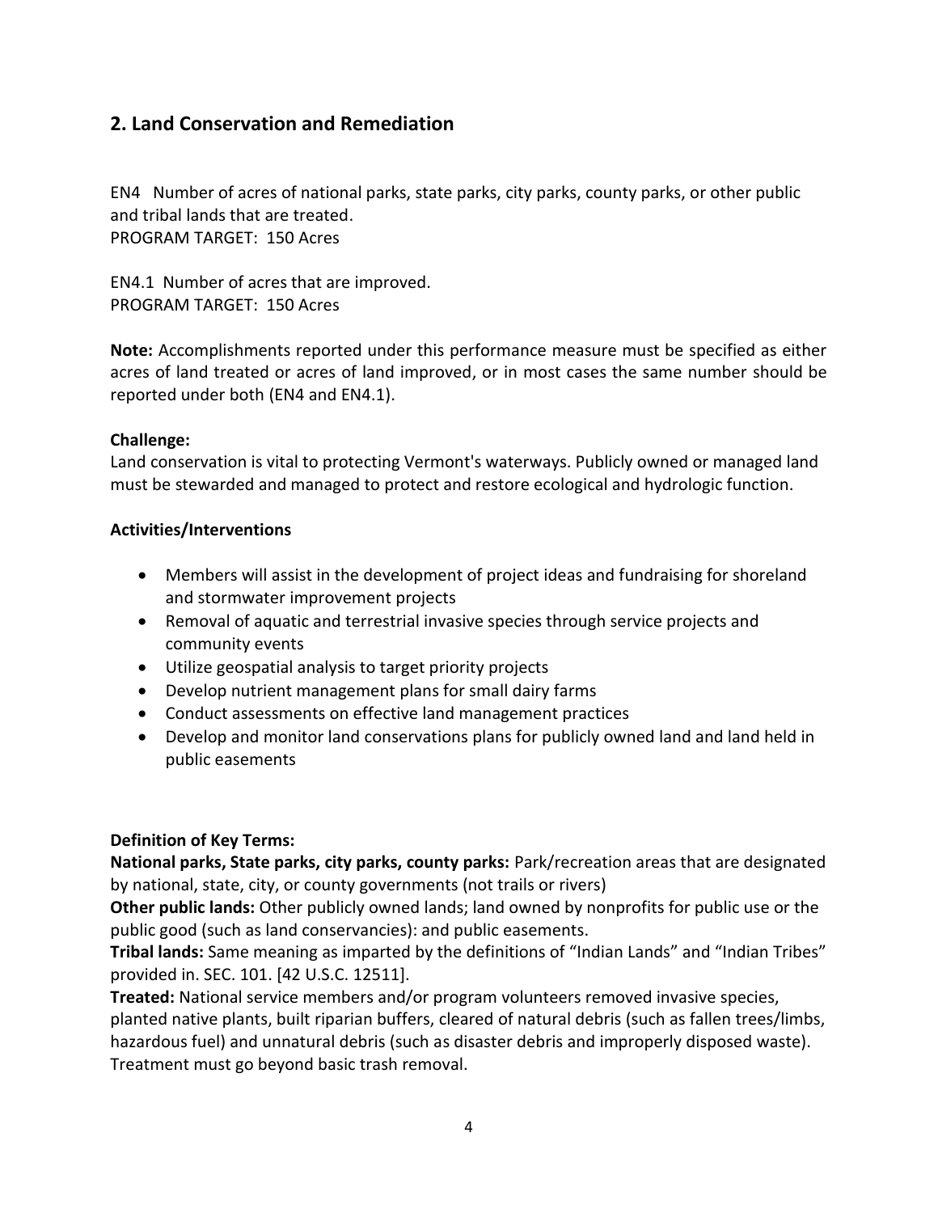## 2. Land Conservation and Remediation

EN4 Number of acres of national parks, state parks, city parks, county parks, or other public and tribal lands that are treated.
PROGRAM TARGET: 150 Acres

EN4.1 Number of acres that are improved.
PROGRAM TARGET: 150 Acres

**Note:** Accomplishments reported under this performance measure must be specified as either acres of land treated or acres of land improved, or in most cases the same number should be reported under both (EN4 and EN4.1).

**Challenge:**
Land conservation is vital to protecting Vermont's waterways. Publicly owned or managed land must be stewarded and managed to protect and restore ecological and hydrologic function.

**Activities/Interventions**

- Members will assist in the development of project ideas and fundraising for shoreland and stormwater improvement projects
- Removal of aquatic and terrestrial invasive species through service projects and community events
- Utilize geospatial analysis to target priority projects
- Develop nutrient management plans for small dairy farms
- Conduct assessments on effective land management practices
- Develop and monitor land conservations plans for publicly owned land and land held in public easements

**Definition of Key Terms:**
**National parks, State parks, city parks, county parks:** Park/recreation areas that are designated by national, state, city, or county governments (not trails or rivers)
**Other public lands:** Other publicly owned lands; land owned by nonprofits for public use or the public good (such as land conservancies): and public easements.
**Tribal lands:** Same meaning as imparted by the definitions of "Indian Lands" and "Indian Tribes" provided in. SEC. 101. [42 U.S.C. 12511].
**Treated:** National service members and/or program volunteers removed invasive species, planted native plants, built riparian buffers, cleared of natural debris (such as fallen trees/limbs, hazardous fuel) and unnatural debris (such as disaster debris and improperly disposed waste). Treatment must go beyond basic trash removal.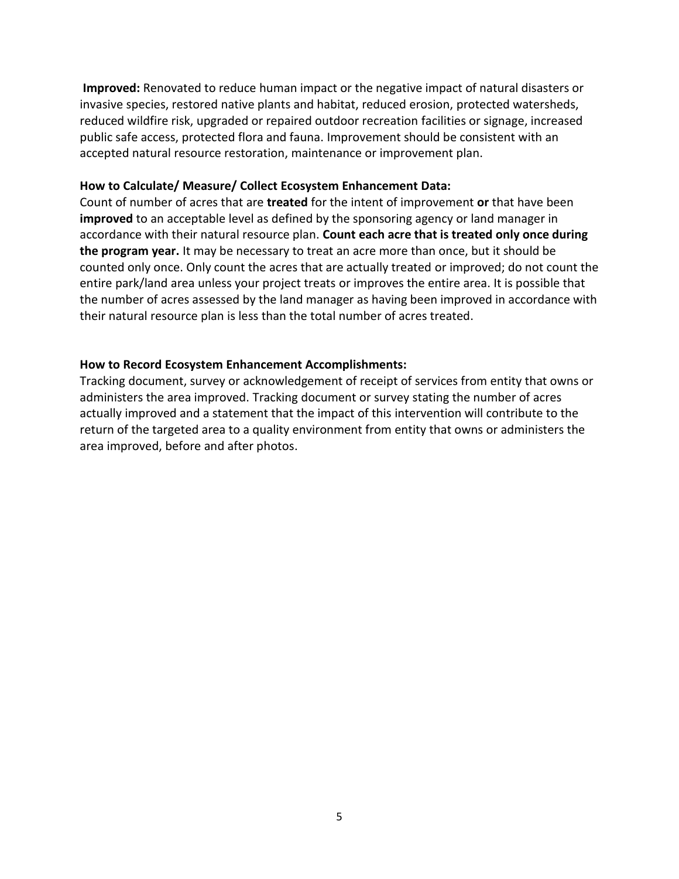**Improved:** Renovated to reduce human impact or the negative impact of natural disasters or invasive species, restored native plants and habitat, reduced erosion, protected watersheds, reduced wildfire risk, upgraded or repaired outdoor recreation facilities or signage, increased public safe access, protected flora and fauna. Improvement should be consistent with an accepted natural resource restoration, maintenance or improvement plan.

**How to Calculate/ Measure/ Collect Ecosystem Enhancement Data:**

Count of number of acres that are **treated** for the intent of improvement **or** that have been **improved** to an acceptable level as defined by the sponsoring agency or land manager in accordance with their natural resource plan. **Count each acre that is treated only once during the program year.** It may be necessary to treat an acre more than once, but it should be counted only once. Only count the acres that are actually treated or improved; do not count the entire park/land area unless your project treats or improves the entire area. It is possible that the number of acres assessed by the land manager as having been improved in accordance with their natural resource plan is less than the total number of acres treated.

**How to Record Ecosystem Enhancement Accomplishments:**

Tracking document, survey or acknowledgement of receipt of services from entity that owns or administers the area improved. Tracking document or survey stating the number of acres actually improved and a statement that the impact of this intervention will contribute to the return of the targeted area to a quality environment from entity that owns or administers the area improved, before and after photos.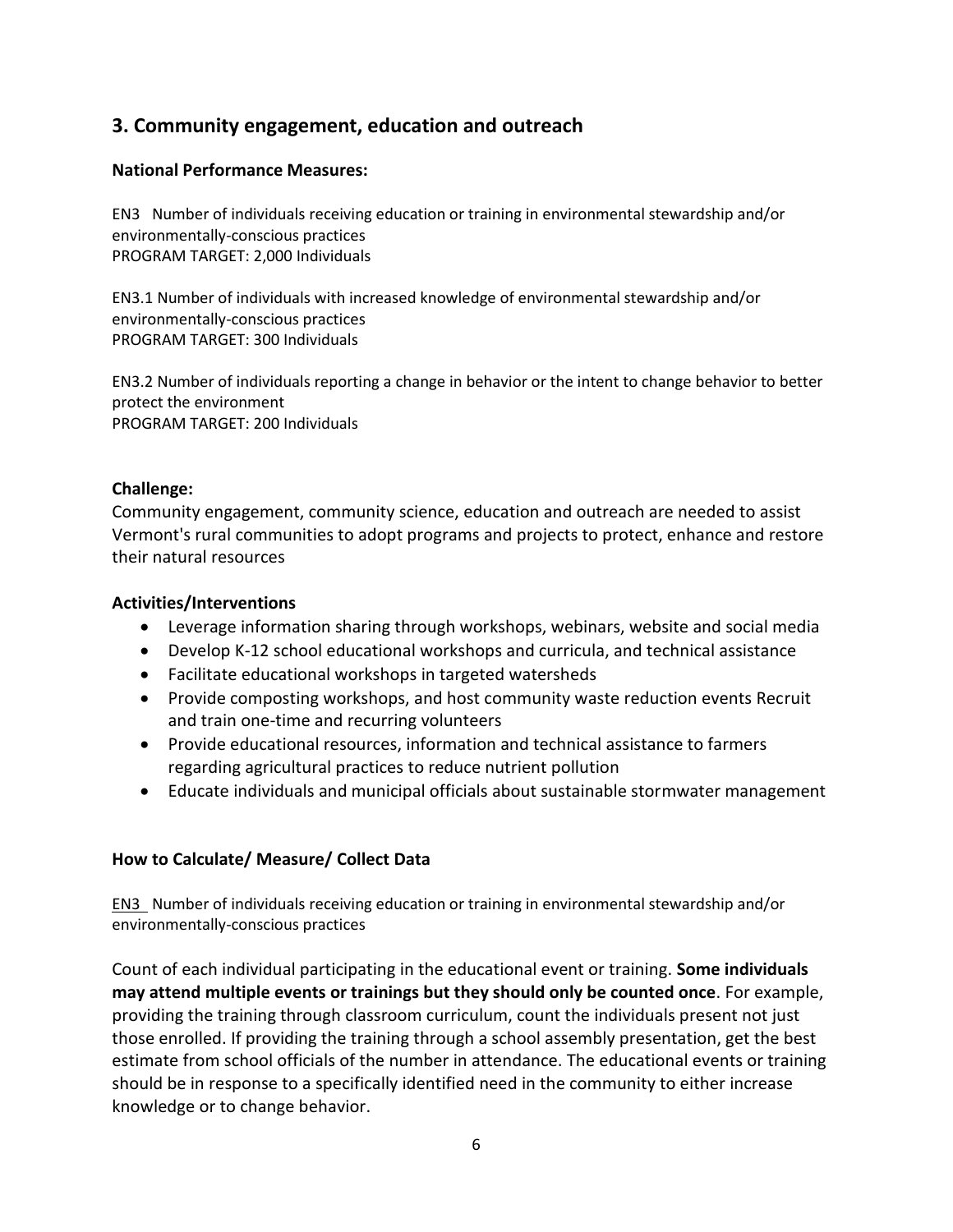## 3. Community engagement, education and outreach

### National Performance Measures:

EN3 Number of individuals receiving education or training in environmental stewardship and/or environmentally-conscious practices
PROGRAM TARGET: 2,000 Individuals

EN3.1 Number of individuals with increased knowledge of environmental stewardship and/or environmentally-conscious practices
PROGRAM TARGET: 300 Individuals

EN3.2 Number of individuals reporting a change in behavior or the intent to change behavior to better protect the environment
PROGRAM TARGET: 200 Individuals

### Challenge:

Community engagement, community science, education and outreach are needed to assist Vermont's rural communities to adopt programs and projects to protect, enhance and restore their natural resources

### Activities/Interventions

- Leverage information sharing through workshops, webinars, website and social media
- Develop K-12 school educational workshops and curricula, and technical assistance
- Facilitate educational workshops in targeted watersheds
- Provide composting workshops, and host community waste reduction events Recruit and train one-time and recurring volunteers
- Provide educational resources, information and technical assistance to farmers regarding agricultural practices to reduce nutrient pollution
- Educate individuals and municipal officials about sustainable stormwater management

### How to Calculate/ Measure/ Collect Data

EN3 Number of individuals receiving education or training in environmental stewardship and/or environmentally-conscious practices

Count of each individual participating in the educational event or training. **Some individuals may attend multiple events or trainings but they should only be counted once**. For example, providing the training through classroom curriculum, count the individuals present not just those enrolled. If providing the training through a school assembly presentation, get the best estimate from school officials of the number in attendance. The educational events or training should be in response to a specifically identified need in the community to either increase knowledge or to change behavior.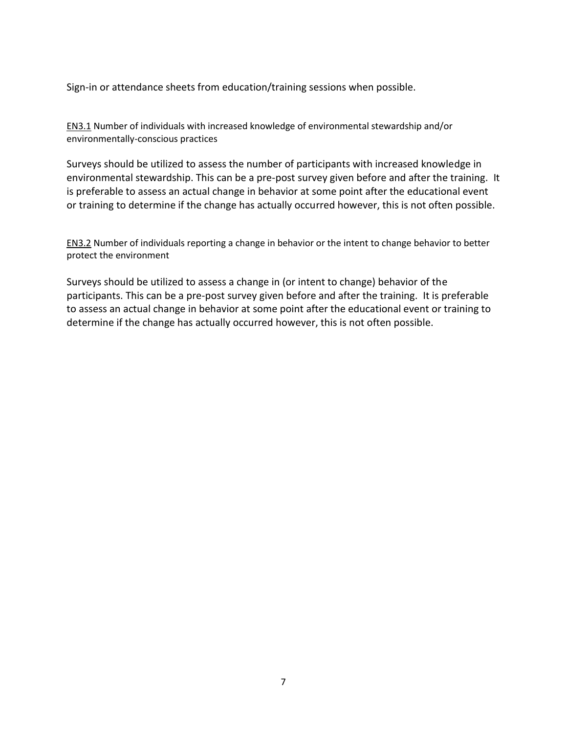Sign-in or attendance sheets from education/training sessions when possible.

<u>EN3.1</u> Number of individuals with increased knowledge of environmental stewardship and/or environmentally-conscious practices

Surveys should be utilized to assess the number of participants with increased knowledge in environmental stewardship. This can be a pre-post survey given before and after the training. It is preferable to assess an actual change in behavior at some point after the educational event or training to determine if the change has actually occurred however, this is not often possible.

<u>EN3.2</u> Number of individuals reporting a change in behavior or the intent to change behavior to better protect the environment

Surveys should be utilized to assess a change in (or intent to change) behavior of the participants. This can be a pre-post survey given before and after the training. It is preferable to assess an actual change in behavior at some point after the educational event or training to determine if the change has actually occurred however, this is not often possible.